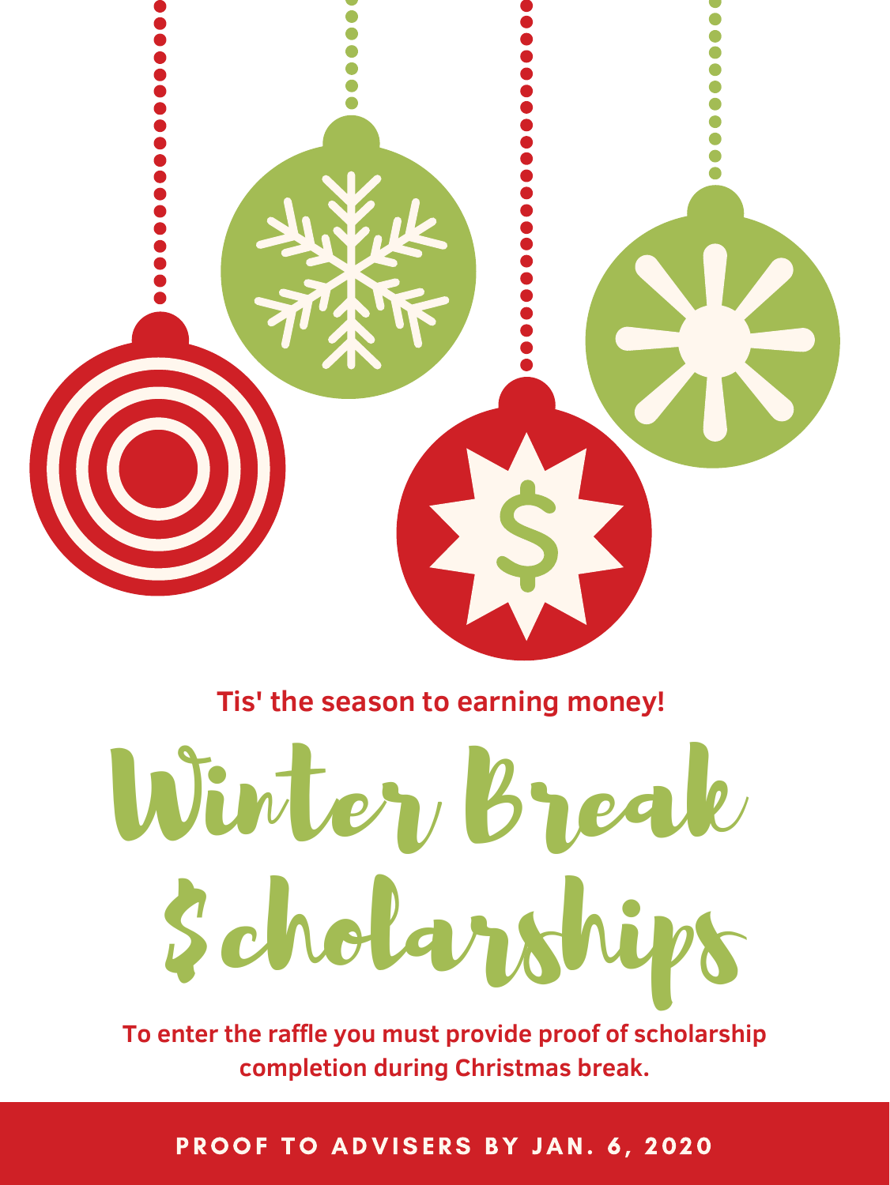**Tis' the season to earning money!**

# Winter Break $cholarships

**To enter the raffle you must provide proof of scholarship completion during Christmas break.**

**PROOF TO ADVISERS BY JAN. 6, 2020**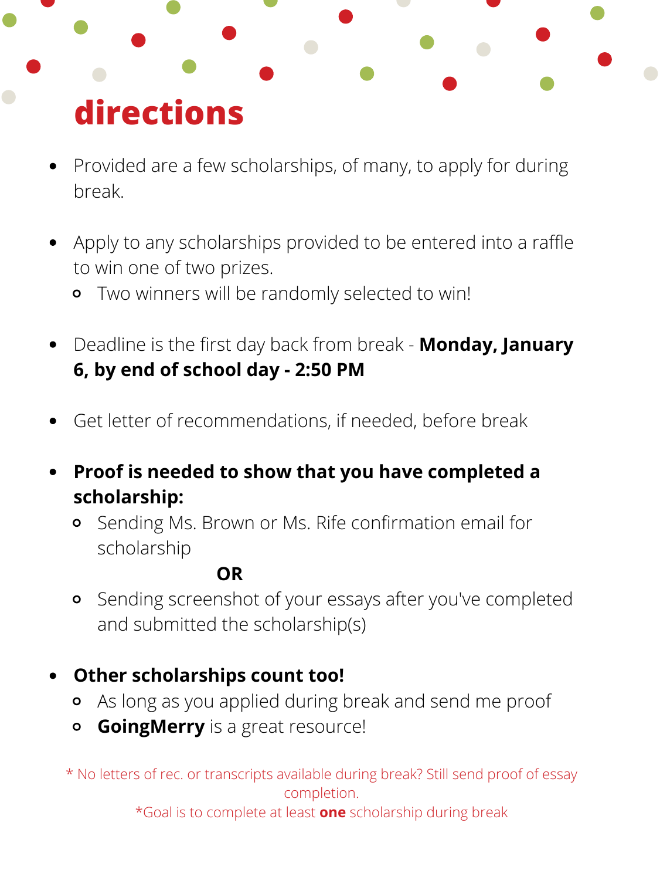# directions

- Provided are a few scholarships, of many, to apply for during break.

- Apply to any scholarships provided to be entered into a raffle to win one of two prizes.
  - Two winners will be randomly selected to win!

- Deadline is the first day back from break - **Monday, January 6, by end of school day - 2:50 PM**

- Get letter of recommendations, if needed, before break

- **Proof is needed to show that you have completed a scholarship:**
  - Sending Ms. Brown or Ms. Rife confirmation email for scholarship

    **OR**

  - Sending screenshot of your essays after you've completed and submitted the scholarship(s)

- **Other scholarships count too!**
  - As long as you applied during break and send me proof
  - **GoingMerry** is a great resource!

* No letters of rec. or transcripts available during break? Still send proof of essay completion.

*Goal is to complete at least **one** scholarship during break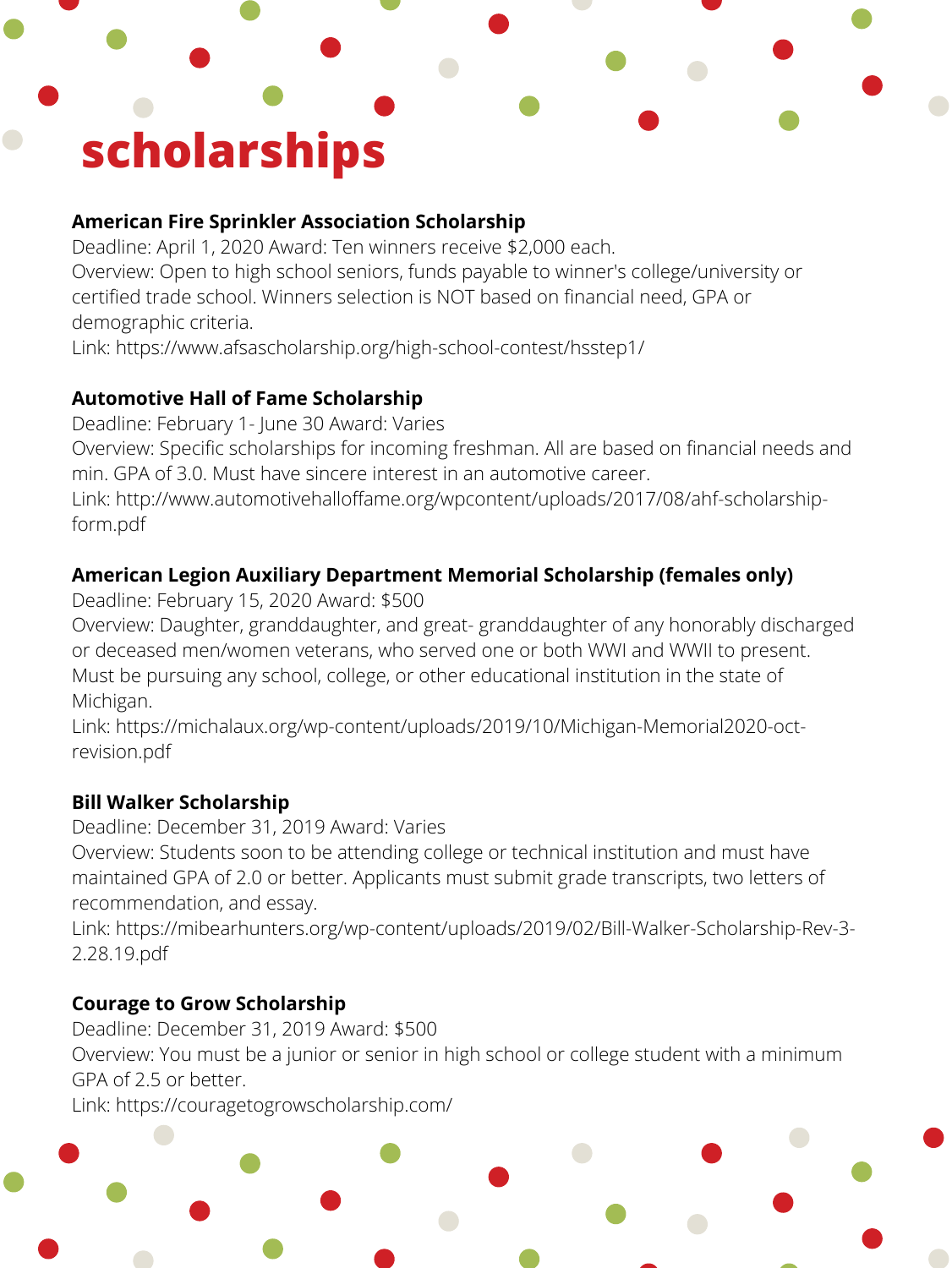# scholarships

**American Fire Sprinkler Association Scholarship**
Deadline: April 1, 2020 Award: Ten winners receive $2,000 each.
Overview: Open to high school seniors, funds payable to winner's college/university or certified trade school. Winners selection is NOT based on financial need, GPA or demographic criteria.
Link: https://www.afsascholarship.org/high-school-contest/hsstep1/

**Automotive Hall of Fame Scholarship**
Deadline: February 1- June 30 Award: Varies
Overview: Specific scholarships for incoming freshman. All are based on financial needs and min. GPA of 3.0. Must have sincere interest in an automotive career.
Link: http://www.automotivehalloffame.org/wpcontent/uploads/2017/08/ahf-scholarship-form.pdf

**American Legion Auxiliary Department Memorial Scholarship (females only)**
Deadline: February 15, 2020 Award: $500
Overview: Daughter, granddaughter, and great- granddaughter of any honorably discharged or deceased men/women veterans, who served one or both WWI and WWII to present. Must be pursuing any school, college, or other educational institution in the state of Michigan.
Link: https://michalaux.org/wp-content/uploads/2019/10/Michigan-Memorial2020-oct-revision.pdf

**Bill Walker Scholarship**
Deadline: December 31, 2019 Award: Varies
Overview: Students soon to be attending college or technical institution and must have maintained GPA of 2.0 or better. Applicants must submit grade transcripts, two letters of recommendation, and essay.
Link: https://mibearhunters.org/wp-content/uploads/2019/02/Bill-Walker-Scholarship-Rev-3-2.28.19.pdf

**Courage to Grow Scholarship**
Deadline: December 31, 2019 Award: $500
Overview: You must be a junior or senior in high school or college student with a minimum GPA of 2.5 or better.
Link: https://couragetogrowscholarship.com/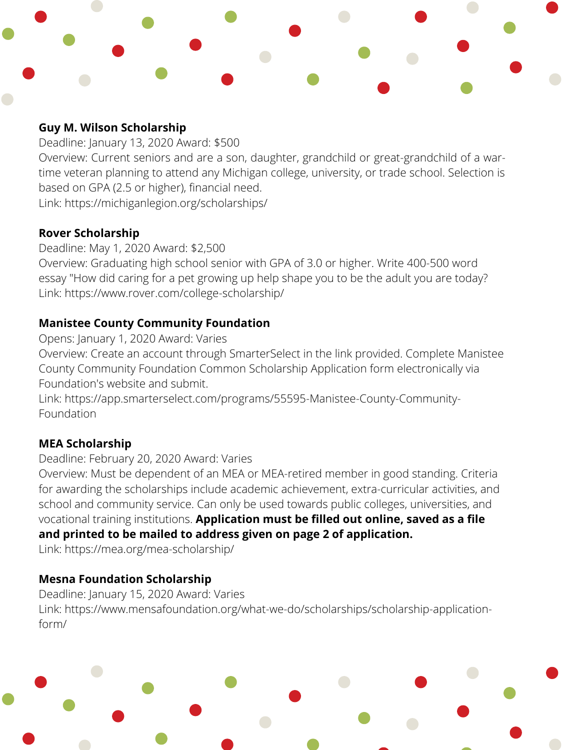**Guy M. Wilson Scholarship**
Deadline: January 13, 2020 Award: $500
Overview: Current seniors and are a son, daughter, grandchild or great-grandchild of a war-time veteran planning to attend any Michigan college, university, or trade school. Selection is based on GPA (2.5 or higher), financial need.
Link: https://michiganlegion.org/scholarships/

**Rover Scholarship**
Deadline: May 1, 2020 Award: $2,500
Overview: Graduating high school senior with GPA of 3.0 or higher. Write 400-500 word essay "How did caring for a pet growing up help shape you to be the adult you are today?
Link: https://www.rover.com/college-scholarship/

**Manistee County Community Foundation**
Opens: January 1, 2020 Award: Varies
Overview: Create an account through SmarterSelect in the link provided. Complete Manistee County Community Foundation Common Scholarship Application form electronically via Foundation's website and submit.
Link: https://app.smarterselect.com/programs/55595-Manistee-County-Community-Foundation

**MEA Scholarship**
Deadline: February 20, 2020 Award: Varies
Overview: Must be dependent of an MEA or MEA-retired member in good standing. Criteria for awarding the scholarships include academic achievement, extra-curricular activities, and school and community service. Can only be used towards public colleges, universities, and vocational training institutions. **Application must be filled out online, saved as a file and printed to be mailed to address given on page 2 of application.**
Link: https://mea.org/mea-scholarship/

**Mesna Foundation Scholarship**
Deadline: January 15, 2020 Award: Varies
Link: https://www.mensafoundation.org/what-we-do/scholarships/scholarship-application-form/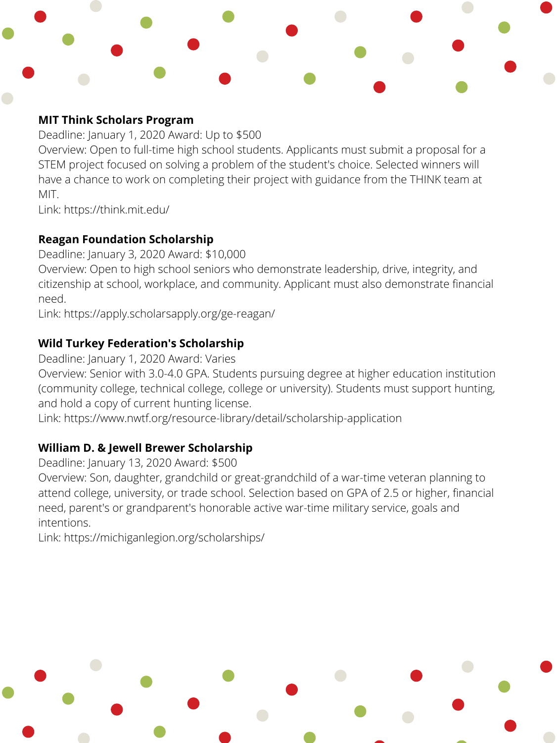**MIT Think Scholars Program**
Deadline: January 1, 2020 Award: Up to $500
Overview: Open to full-time high school students. Applicants must submit a proposal for a STEM project focused on solving a problem of the student's choice. Selected winners will have a chance to work on completing their project with guidance from the THINK team at MIT.
Link: https://think.mit.edu/

**Reagan Foundation Scholarship**
Deadline: January 3, 2020 Award: $10,000
Overview: Open to high school seniors who demonstrate leadership, drive, integrity, and citizenship at school, workplace, and community. Applicant must also demonstrate financial need.
Link: https://apply.scholarsapply.org/ge-reagan/

**Wild Turkey Federation's Scholarship**
Deadline: January 1, 2020 Award: Varies
Overview: Senior with 3.0-4.0 GPA. Students pursuing degree at higher education institution (community college, technical college, college or university). Students must support hunting, and hold a copy of current hunting license.
Link: https://www.nwtf.org/resource-library/detail/scholarship-application

**William D. & Jewell Brewer Scholarship**
Deadline: January 13, 2020 Award: $500
Overview: Son, daughter, grandchild or great-grandchild of a war-time veteran planning to attend college, university, or trade school. Selection based on GPA of 2.5 or higher, financial need, parent's or grandparent's honorable active war-time military service, goals and intentions.
Link: https://michiganlegion.org/scholarships/